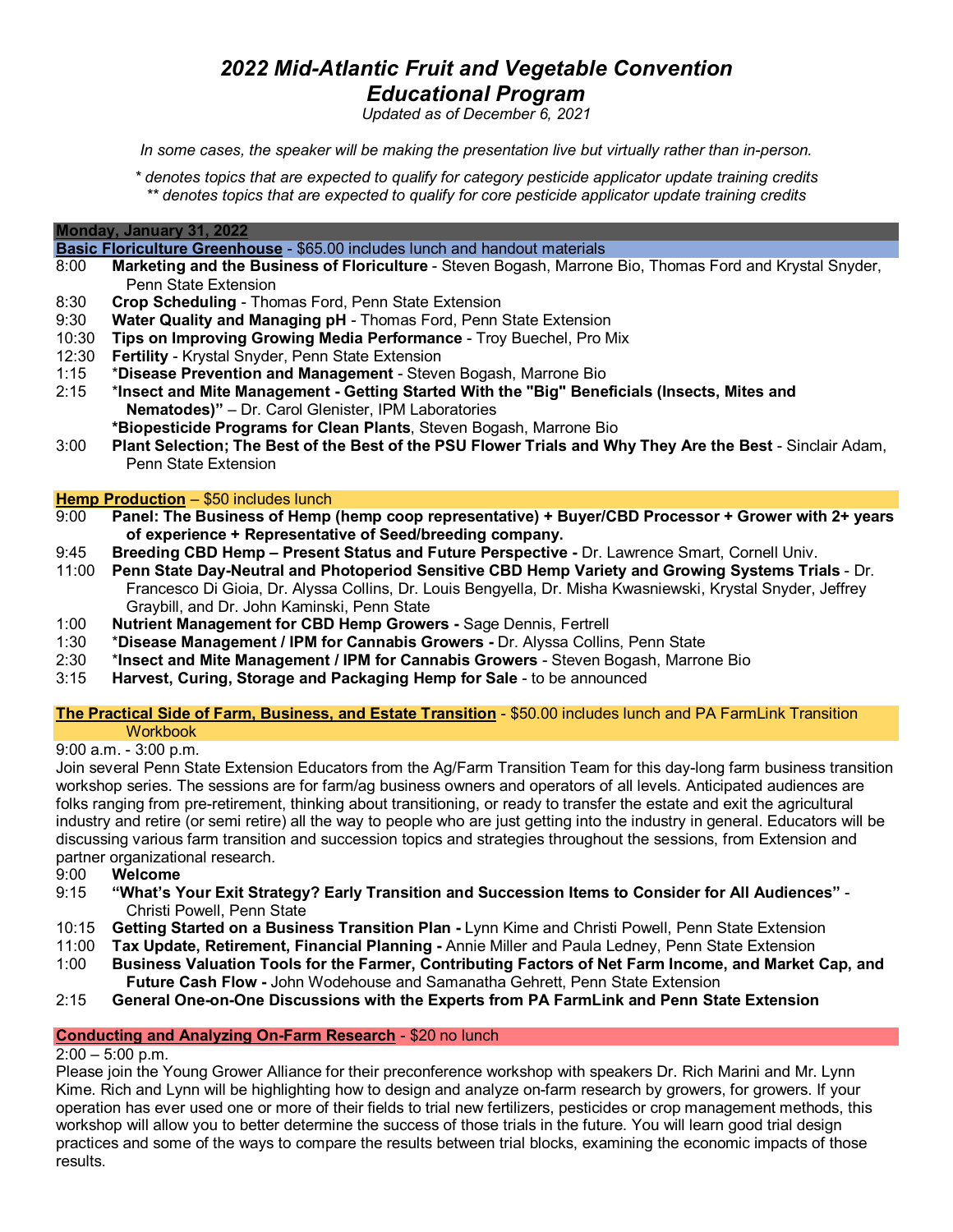# *2022 Mid-Atlantic Fruit and Vegetable Convention*
# *Educational Program*

*Updated as of December 6, 2021*

*In some cases, the speaker will be making the presentation live but virtually rather than in-person.*

*\* denotes topics that are expected to qualify for category pesticide applicator update training credits*
*\*\* denotes topics that are expected to qualify for core pesticide applicator update training credits*

## Monday, January 31, 2022

### Basic Floriculture Greenhouse - $65.00 includes lunch and handout materials

- 8:00 **Marketing and the Business of Floriculture** - Steven Bogash, Marrone Bio, Thomas Ford and Krystal Snyder, Penn State Extension
- 8:30 **Crop Scheduling** - Thomas Ford, Penn State Extension
- 9:30 **Water Quality and Managing pH** - Thomas Ford, Penn State Extension
- 10:30 **Tips on Improving Growing Media Performance** - Troy Buechel, Pro Mix
- 12:30 **Fertility** - Krystal Snyder, Penn State Extension
- 1:15 ***Disease Prevention and Management** - Steven Bogash, Marrone Bio
- 2:15 ***Insect and Mite Management - Getting Started With the "Big" Beneficials (Insects, Mites and Nematodes)"** – Dr. Carol Glenister, IPM Laboratories
  ***Biopesticide Programs for Clean Plants**, Steven Bogash, Marrone Bio
- 3:00 **Plant Selection; The Best of the Best of the PSU Flower Trials and Why They Are the Best** - Sinclair Adam, Penn State Extension

### Hemp Production – $50 includes lunch

- 9:00 **Panel: The Business of Hemp (hemp coop representative) + Buyer/CBD Processor + Grower with 2+ years of experience + Representative of Seed/breeding company.**
- 9:45 **Breeding CBD Hemp – Present Status and Future Perspective -** Dr. Lawrence Smart, Cornell Univ.
- 11:00 **Penn State Day-Neutral and Photoperiod Sensitive CBD Hemp Variety and Growing Systems Trials** - Dr. Francesco Di Gioia, Dr. Alyssa Collins, Dr. Louis Bengyella, Dr. Misha Kwasniewski, Krystal Snyder, Jeffrey Graybill, and Dr. John Kaminski, Penn State
- 1:00 **Nutrient Management for CBD Hemp Growers -** Sage Dennis, Fertrell
- 1:30 ***Disease Management / IPM for Cannabis Growers -** Dr. Alyssa Collins, Penn State
- 2:30 ***Insect and Mite Management / IPM for Cannabis Growers** - Steven Bogash, Marrone Bio
- 3:15 **Harvest, Curing, Storage and Packaging Hemp for Sale** - to be announced

### The Practical Side of Farm, Business, and Estate Transition - $50.00 includes lunch and PA FarmLink Transition Workbook

9:00 a.m. - 3:00 p.m.

Join several Penn State Extension Educators from the Ag/Farm Transition Team for this day-long farm business transition workshop series. The sessions are for farm/ag business owners and operators of all levels. Anticipated audiences are folks ranging from pre-retirement, thinking about transitioning, or ready to transfer the estate and exit the agricultural industry and retire (or semi retire) all the way to people who are just getting into the industry in general. Educators will be discussing various farm transition and succession topics and strategies throughout the sessions, from Extension and partner organizational research.

- 9:00 **Welcome**
- 9:15 **"What's Your Exit Strategy? Early Transition and Succession Items to Consider for All Audiences"** - Christi Powell, Penn State
- 10:15 **Getting Started on a Business Transition Plan -** Lynn Kime and Christi Powell, Penn State Extension
- 11:00 **Tax Update, Retirement, Financial Planning -** Annie Miller and Paula Ledney, Penn State Extension
- 1:00 **Business Valuation Tools for the Farmer, Contributing Factors of Net Farm Income, and Market Cap, and Future Cash Flow -** John Wodehouse and Samanatha Gehrett, Penn State Extension
- 2:15 **General One-on-One Discussions with the Experts from PA FarmLink and Penn State Extension**

### Conducting and Analyzing On-Farm Research - $20 no lunch

2:00 – 5:00 p.m.

Please join the Young Grower Alliance for their preconference workshop with speakers Dr. Rich Marini and Mr. Lynn Kime. Rich and Lynn will be highlighting how to design and analyze on-farm research by growers, for growers. If your operation has ever used one or more of their fields to trial new fertilizers, pesticides or crop management methods, this workshop will allow you to better determine the success of those trials in the future. You will learn good trial design practices and some of the ways to compare the results between trial blocks, examining the economic impacts of those results.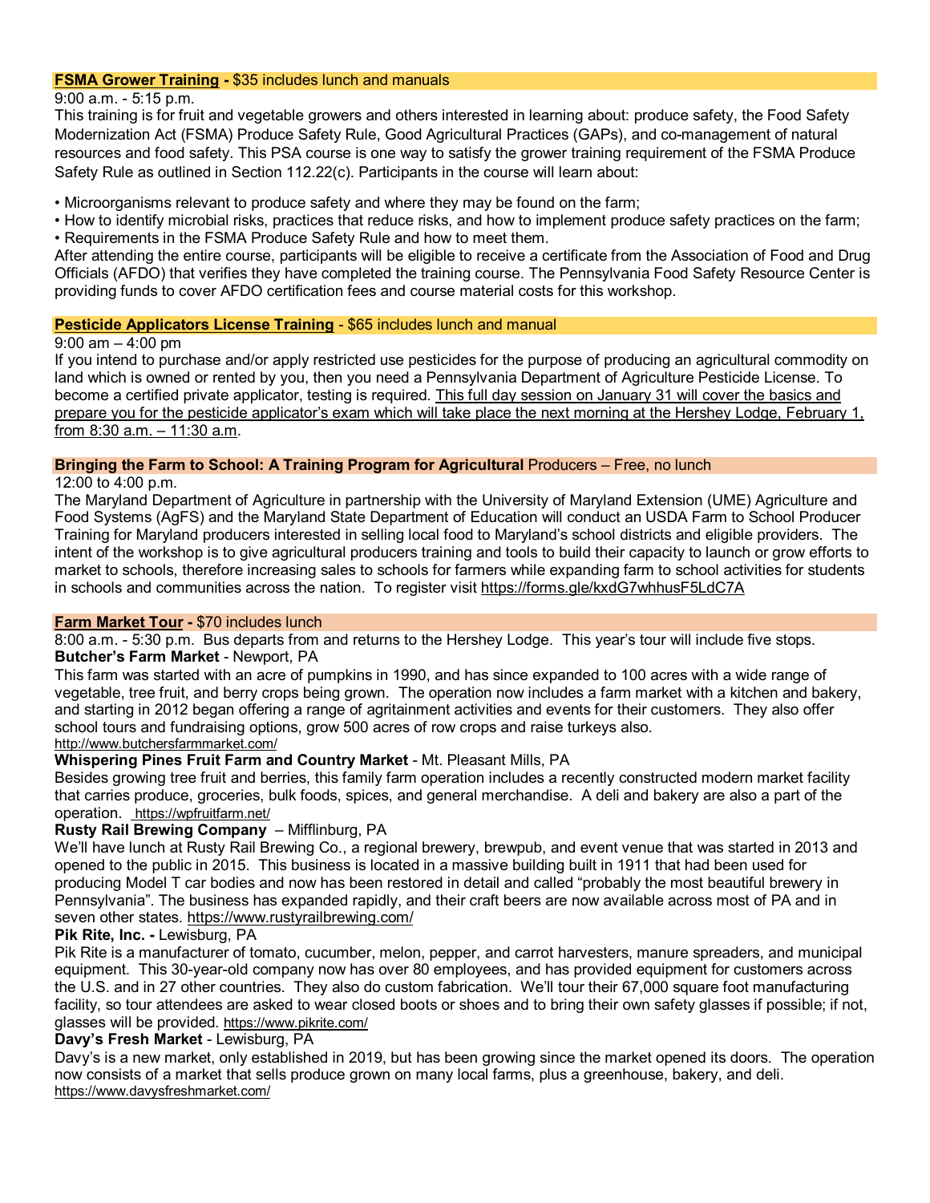**FSMA Grower Training -** $35 includes lunch and manuals

9:00 a.m. - 5:15 p.m.

This training is for fruit and vegetable growers and others interested in learning about: produce safety, the Food Safety Modernization Act (FSMA) Produce Safety Rule, Good Agricultural Practices (GAPs), and co-management of natural resources and food safety. This PSA course is one way to satisfy the grower training requirement of the FSMA Produce Safety Rule as outlined in Section 112.22(c). Participants in the course will learn about:

- Microorganisms relevant to produce safety and where they may be found on the farm;
- How to identify microbial risks, practices that reduce risks, and how to implement produce safety practices on the farm;
- Requirements in the FSMA Produce Safety Rule and how to meet them.

After attending the entire course, participants will be eligible to receive a certificate from the Association of Food and Drug Officials (AFDO) that verifies they have completed the training course. The Pennsylvania Food Safety Resource Center is providing funds to cover AFDO certification fees and course material costs for this workshop.

**Pesticide Applicators License Training** - $65 includes lunch and manual

9:00 am – 4:00 pm

If you intend to purchase and/or apply restricted use pesticides for the purpose of producing an agricultural commodity on land which is owned or rented by you, then you need a Pennsylvania Department of Agriculture Pesticide License. To become a certified private applicator, testing is required. This full day session on January 31 will cover the basics and prepare you for the pesticide applicator's exam which will take place the next morning at the Hershey Lodge, February 1, from 8:30 a.m. – 11:30 a.m.

**Bringing the Farm to School: A Training Program for Agricultural** Producers – Free, no lunch

12:00 to 4:00 p.m.

The Maryland Department of Agriculture in partnership with the University of Maryland Extension (UME) Agriculture and Food Systems (AgFS) and the Maryland State Department of Education will conduct an USDA Farm to School Producer Training for Maryland producers interested in selling local food to Maryland's school districts and eligible providers. The intent of the workshop is to give agricultural producers training and tools to build their capacity to launch or grow efforts to market to schools, therefore increasing sales to schools for farmers while expanding farm to school activities for students in schools and communities across the nation. To register visit https://forms.gle/kxdG7whhusF5LdC7A

**Farm Market Tour -** $70 includes lunch

8:00 a.m. - 5:30 p.m. Bus departs from and returns to the Hershey Lodge. This year's tour will include five stops.

**Butcher's Farm Market** - Newport, PA

This farm was started with an acre of pumpkins in 1990, and has since expanded to 100 acres with a wide range of vegetable, tree fruit, and berry crops being grown. The operation now includes a farm market with a kitchen and bakery, and starting in 2012 began offering a range of agritainment activities and events for their customers. They also offer school tours and fundraising options, grow 500 acres of row crops and raise turkeys also.
http://www.butchersfarmmarket.com/

**Whispering Pines Fruit Farm and Country Market** - Mt. Pleasant Mills, PA

Besides growing tree fruit and berries, this family farm operation includes a recently constructed modern market facility that carries produce, groceries, bulk foods, spices, and general merchandise. A deli and bakery are also a part of the operation. https://wpfruitfarm.net/

**Rusty Rail Brewing Company** – Mifflinburg, PA

We'll have lunch at Rusty Rail Brewing Co., a regional brewery, brewpub, and event venue that was started in 2013 and opened to the public in 2015. This business is located in a massive building built in 1911 that had been used for producing Model T car bodies and now has been restored in detail and called "probably the most beautiful brewery in Pennsylvania". The business has expanded rapidly, and their craft beers are now available across most of PA and in seven other states. https://www.rustyrailbrewing.com/

**Pik Rite, Inc. -** Lewisburg, PA

Pik Rite is a manufacturer of tomato, cucumber, melon, pepper, and carrot harvesters, manure spreaders, and municipal equipment. This 30-year-old company now has over 80 employees, and has provided equipment for customers across the U.S. and in 27 other countries. They also do custom fabrication. We'll tour their 67,000 square foot manufacturing facility, so tour attendees are asked to wear closed boots or shoes and to bring their own safety glasses if possible; if not, glasses will be provided. https://www.pikrite.com/

**Davy's Fresh Market** - Lewisburg, PA

Davy's is a new market, only established in 2019, but has been growing since the market opened its doors. The operation now consists of a market that sells produce grown on many local farms, plus a greenhouse, bakery, and deli.
https://www.davysfreshmarket.com/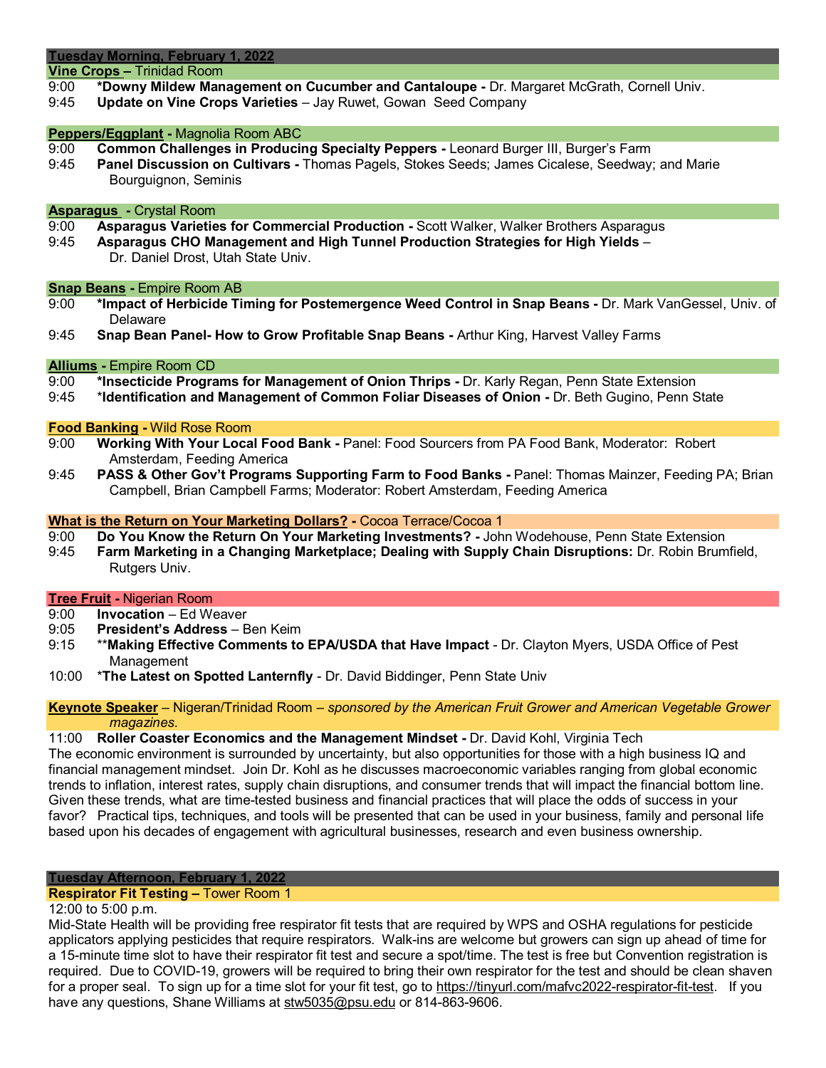## Tuesday Morning, February 1, 2022

### Vine Crops – Trinidad Room

9:00 **\*Downy Mildew Management on Cucumber and Cantaloupe -** Dr. Margaret McGrath, Cornell Univ.
9:45 **Update on Vine Crops Varieties** – Jay Ruwet, Gowan Seed Company

### Peppers/Eggplant - Magnolia Room ABC

9:00 **Common Challenges in Producing Specialty Peppers -** Leonard Burger III, Burger's Farm
9:45 **Panel Discussion on Cultivars -** Thomas Pagels, Stokes Seeds; James Cicalese, Seedway; and Marie Bourguignon, Seminis

### Asparagus - Crystal Room

9:00 **Asparagus Varieties for Commercial Production -** Scott Walker, Walker Brothers Asparagus
9:45 **Asparagus CHO Management and High Tunnel Production Strategies for High Yields** – Dr. Daniel Drost, Utah State Univ.

### Snap Beans - Empire Room AB

9:00 **\*Impact of Herbicide Timing for Postemergence Weed Control in Snap Beans -** Dr. Mark VanGessel, Univ. of Delaware
9:45 **Snap Bean Panel- How to Grow Profitable Snap Beans -** Arthur King, Harvest Valley Farms

### Alliums - Empire Room CD

9:00 **\*Insecticide Programs for Management of Onion Thrips -** Dr. Karly Regan, Penn State Extension
9:45 \***Identification and Management of Common Foliar Diseases of Onion -** Dr. Beth Gugino, Penn State

### Food Banking - Wild Rose Room

9:00 **Working With Your Local Food Bank -** Panel: Food Sourcers from PA Food Bank, Moderator: Robert Amsterdam, Feeding America
9:45 **PASS & Other Gov't Programs Supporting Farm to Food Banks -** Panel: Thomas Mainzer, Feeding PA; Brian Campbell, Brian Campbell Farms; Moderator: Robert Amsterdam, Feeding America

### What is the Return on Your Marketing Dollars? - Cocoa Terrace/Cocoa 1

9:00 **Do You Know the Return On Your Marketing Investments? -** John Wodehouse, Penn State Extension
9:45 **Farm Marketing in a Changing Marketplace; Dealing with Supply Chain Disruptions:** Dr. Robin Brumfield, Rutgers Univ.

### Tree Fruit - Nigerian Room

9:00 **Invocation** – Ed Weaver
9:05 **President's Address** – Ben Keim
9:15 \*\***Making Effective Comments to EPA/USDA that Have Impact** - Dr. Clayton Myers, USDA Office of Pest Management
10:00 \***The Latest on Spotted Lanternfly** - Dr. David Biddinger, Penn State Univ

### Keynote Speaker – Nigeran/Trinidad Room – *sponsored by the American Fruit Grower and American Vegetable Grower magazines.*

11:00 **Roller Coaster Economics and the Management Mindset -** Dr. David Kohl, Virginia Tech
The economic environment is surrounded by uncertainty, but also opportunities for those with a high business IQ and financial management mindset. Join Dr. Kohl as he discusses macroeconomic variables ranging from global economic trends to inflation, interest rates, supply chain disruptions, and consumer trends that will impact the financial bottom line. Given these trends, what are time-tested business and financial practices that will place the odds of success in your favor? Practical tips, techniques, and tools will be presented that can be used in your business, family and personal life based upon his decades of engagement with agricultural businesses, research and even business ownership.

## Tuesday Afternoon, February 1, 2022

### Respirator Fit Testing – Tower Room 1

12:00 to 5:00 p.m.
Mid-State Health will be providing free respirator fit tests that are required by WPS and OSHA regulations for pesticide applicators applying pesticides that require respirators. Walk-ins are welcome but growers can sign up ahead of time for a 15-minute time slot to have their respirator fit test and secure a spot/time. The test is free but Convention registration is required. Due to COVID-19, growers will be required to bring their own respirator for the test and should be clean shaven for a proper seal. To sign up for a time slot for your fit test, go to https://tinyurl.com/mafvc2022-respirator-fit-test. If you have any questions, Shane Williams at stw5035@psu.edu or 814-863-9606.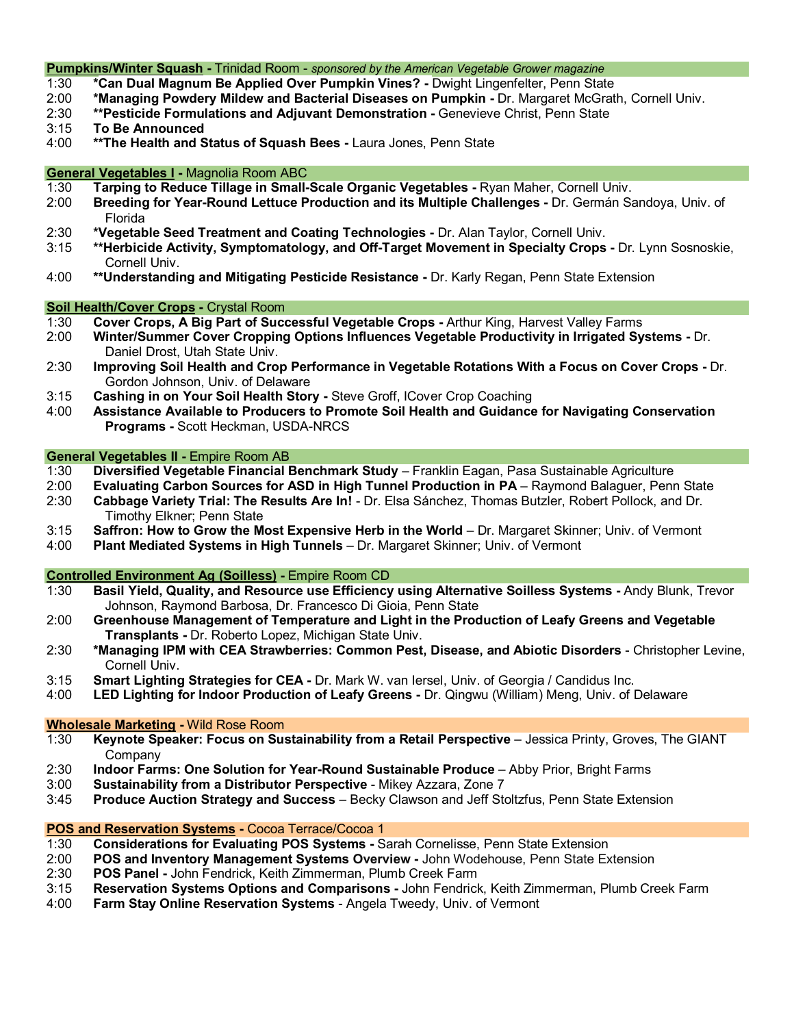## Pumpkins/Winter Squash - Trinidad Room - *sponsored by the American Vegetable Grower magazine*

1:30 **\*Can Dual Magnum Be Applied Over Pumpkin Vines? -** Dwight Lingenfelter, Penn State
2:00 **\*Managing Powdery Mildew and Bacterial Diseases on Pumpkin -** Dr. Margaret McGrath, Cornell Univ.
2:30 **\*\*Pesticide Formulations and Adjuvant Demonstration -** Genevieve Christ, Penn State
3:15 **To Be Announced**
4:00 **\*\*The Health and Status of Squash Bees -** Laura Jones, Penn State

## General Vegetables I - Magnolia Room ABC

1:30 **Tarping to Reduce Tillage in Small-Scale Organic Vegetables -** Ryan Maher, Cornell Univ.
2:00 **Breeding for Year-Round Lettuce Production and its Multiple Challenges -** Dr. Germán Sandoya, Univ. of Florida
2:30 **\*Vegetable Seed Treatment and Coating Technologies -** Dr. Alan Taylor, Cornell Univ.
3:15 **\*\*Herbicide Activity, Symptomatology, and Off-Target Movement in Specialty Crops -** Dr. Lynn Sosnoskie, Cornell Univ.
4:00 **\*\*Understanding and Mitigating Pesticide Resistance -** Dr. Karly Regan, Penn State Extension

## Soil Health/Cover Crops - Crystal Room

1:30 **Cover Crops, A Big Part of Successful Vegetable Crops -** Arthur King, Harvest Valley Farms
2:00 **Winter/Summer Cover Cropping Options Influences Vegetable Productivity in Irrigated Systems -** Dr. Daniel Drost, Utah State Univ.
2:30 **Improving Soil Health and Crop Performance in Vegetable Rotations With a Focus on Cover Crops -** Dr. Gordon Johnson, Univ. of Delaware
3:15 **Cashing in on Your Soil Health Story -** Steve Groff, ICover Crop Coaching
4:00 **Assistance Available to Producers to Promote Soil Health and Guidance for Navigating Conservation Programs -** Scott Heckman, USDA-NRCS

## General Vegetables II - Empire Room AB

1:30 **Diversified Vegetable Financial Benchmark Study** – Franklin Eagan, Pasa Sustainable Agriculture
2:00 **Evaluating Carbon Sources for ASD in High Tunnel Production in PA** – Raymond Balaguer, Penn State
2:30 **Cabbage Variety Trial: The Results Are In!** - Dr. Elsa Sánchez, Thomas Butzler, Robert Pollock, and Dr. Timothy Elkner; Penn State
3:15 **Saffron: How to Grow the Most Expensive Herb in the World** – Dr. Margaret Skinner; Univ. of Vermont
4:00 **Plant Mediated Systems in High Tunnels** – Dr. Margaret Skinner; Univ. of Vermont

## Controlled Environment Ag (Soilless) - Empire Room CD

1:30 **Basil Yield, Quality, and Resource use Efficiency using Alternative Soilless Systems -** Andy Blunk, Trevor Johnson, Raymond Barbosa, Dr. Francesco Di Gioia, Penn State
2:00 **Greenhouse Management of Temperature and Light in the Production of Leafy Greens and Vegetable Transplants -** Dr. Roberto Lopez, Michigan State Univ.
2:30 **\*Managing IPM with CEA Strawberries: Common Pest, Disease, and Abiotic Disorders** - Christopher Levine, Cornell Univ.
3:15 **Smart Lighting Strategies for CEA -** Dr. Mark W. van Iersel, Univ. of Georgia / Candidus Inc.
4:00 **LED Lighting for Indoor Production of Leafy Greens -** Dr. Qingwu (William) Meng, Univ. of Delaware

## Wholesale Marketing - Wild Rose Room

1:30 **Keynote Speaker: Focus on Sustainability from a Retail Perspective** – Jessica Printy, Groves, The GIANT Company
2:30 **Indoor Farms: One Solution for Year-Round Sustainable Produce** – Abby Prior, Bright Farms
3:00 **Sustainability from a Distributor Perspective** - Mikey Azzara, Zone 7
3:45 **Produce Auction Strategy and Success** – Becky Clawson and Jeff Stoltzfus, Penn State Extension

## POS and Reservation Systems - Cocoa Terrace/Cocoa 1

1:30 **Considerations for Evaluating POS Systems -** Sarah Cornelisse, Penn State Extension
2:00 **POS and Inventory Management Systems Overview -** John Wodehouse, Penn State Extension
2:30 **POS Panel -** John Fendrick, Keith Zimmerman, Plumb Creek Farm
3:15 **Reservation Systems Options and Comparisons -** John Fendrick, Keith Zimmerman, Plumb Creek Farm
4:00 **Farm Stay Online Reservation Systems** - Angela Tweedy, Univ. of Vermont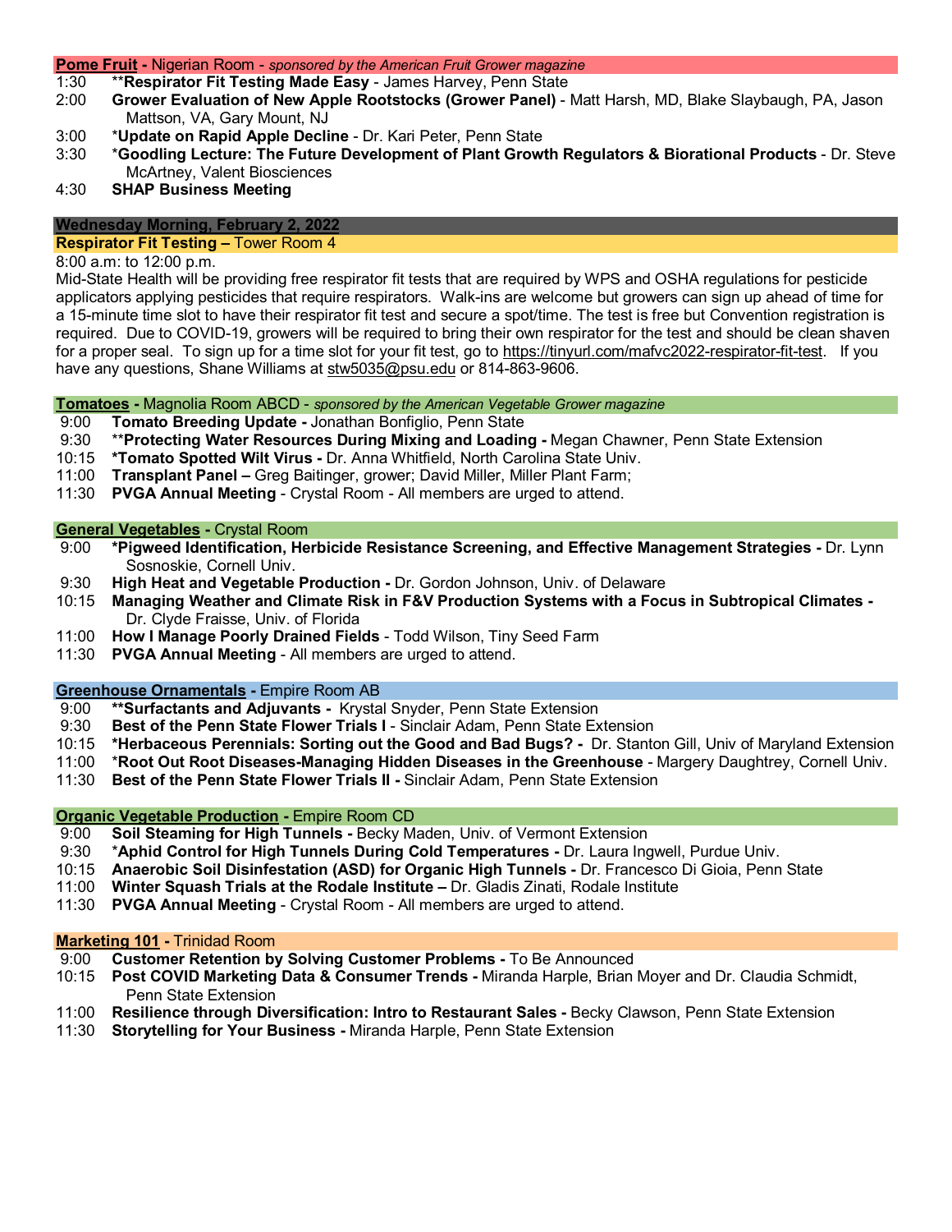**Pome Fruit** - Nigerian Room - *sponsored by the American Fruit Grower magazine*

1:30 **Respirator Fit Testing Made Easy** - James Harvey, Penn State

2:00 **Grower Evaluation of New Apple Rootstocks (Grower Panel)** - Matt Harsh, MD, Blake Slaybaugh, PA, Jason Mattson, VA, Gary Mount, NJ

3:00 ***Update on Rapid Apple Decline*** - Dr. Kari Peter, Penn State

3:30 ***Goodling Lecture: The Future Development of Plant Growth Regulators & Biorational Products*** - Dr. Steve McArtney, Valent Biosciences

4:30 **SHAP Business Meeting**

## Wednesday Morning, February 2, 2022

**Respirator Fit Testing** – Tower Room 4

8:00 a.m: to 12:00 p.m.

Mid-State Health will be providing free respirator fit tests that are required by WPS and OSHA regulations for pesticide applicators applying pesticides that require respirators. Walk-ins are welcome but growers can sign up ahead of time for a 15-minute time slot to have their respirator fit test and secure a spot/time. The test is free but Convention registration is required. Due to COVID-19, growers will be required to bring their own respirator for the test and should be clean shaven for a proper seal. To sign up for a time slot for your fit test, go to https://tinyurl.com/mafvc2022-respirator-fit-test. If you have any questions, Shane Williams at stw5035@psu.edu or 814-863-9606.

**Tomatoes** - Magnolia Room ABCD - *sponsored by the American Vegetable Grower magazine*

9:00 **Tomato Breeding Update** - Jonathan Bonfiglio, Penn State

9:30 **Protecting Water Resources During Mixing and Loading** - Megan Chawner, Penn State Extension

10:15 ***Tomato Spotted Wilt Virus*** - Dr. Anna Whitfield, North Carolina State Univ.

11:00 **Transplant Panel** – Greg Baitinger, grower; David Miller, Miller Plant Farm;

11:30 **PVGA Annual Meeting** - Crystal Room - All members are urged to attend.

**General Vegetables** - Crystal Room

9:00 ***Pigweed Identification, Herbicide Resistance Screening, and Effective Management Strategies*** - Dr. Lynn Sosnoskie, Cornell Univ.

9:30 **High Heat and Vegetable Production** - Dr. Gordon Johnson, Univ. of Delaware

10:15 **Managing Weather and Climate Risk in F&V Production Systems with a Focus in Subtropical Climates** - Dr. Clyde Fraisse, Univ. of Florida

11:00 **How I Manage Poorly Drained Fields** - Todd Wilson, Tiny Seed Farm

11:30 **PVGA Annual Meeting** - All members are urged to attend.

**Greenhouse Ornamentals** - Empire Room AB

9:00 **Surfactants and Adjuvants** - Krystal Snyder, Penn State Extension

9:30 **Best of the Penn State Flower Trials I** - Sinclair Adam, Penn State Extension

10:15 ***Herbaceous Perennials: Sorting out the Good and Bad Bugs?*** - Dr. Stanton Gill, Univ of Maryland Extension

11:00 ***Root Out Root Diseases-Managing Hidden Diseases in the Greenhouse*** - Margery Daughtrey, Cornell Univ.

11:30 **Best of the Penn State Flower Trials II** - Sinclair Adam, Penn State Extension

**Organic Vegetable Production** - Empire Room CD

9:00 **Soil Steaming for High Tunnels** - Becky Maden, Univ. of Vermont Extension

9:30 ***Aphid Control for High Tunnels During Cold Temperatures*** - Dr. Laura Ingwell, Purdue Univ.

10:15 **Anaerobic Soil Disinfestation (ASD) for Organic High Tunnels** - Dr. Francesco Di Gioia, Penn State

11:00 **Winter Squash Trials at the Rodale Institute** – Dr. Gladis Zinati, Rodale Institute

11:30 **PVGA Annual Meeting** - Crystal Room - All members are urged to attend.

**Marketing 101** - Trinidad Room

9:00 **Customer Retention by Solving Customer Problems** - To Be Announced

10:15 **Post COVID Marketing Data & Consumer Trends** - Miranda Harple, Brian Moyer and Dr. Claudia Schmidt, Penn State Extension

11:00 **Resilience through Diversification: Intro to Restaurant Sales** - Becky Clawson, Penn State Extension

11:30 **Storytelling for Your Business** - Miranda Harple, Penn State Extension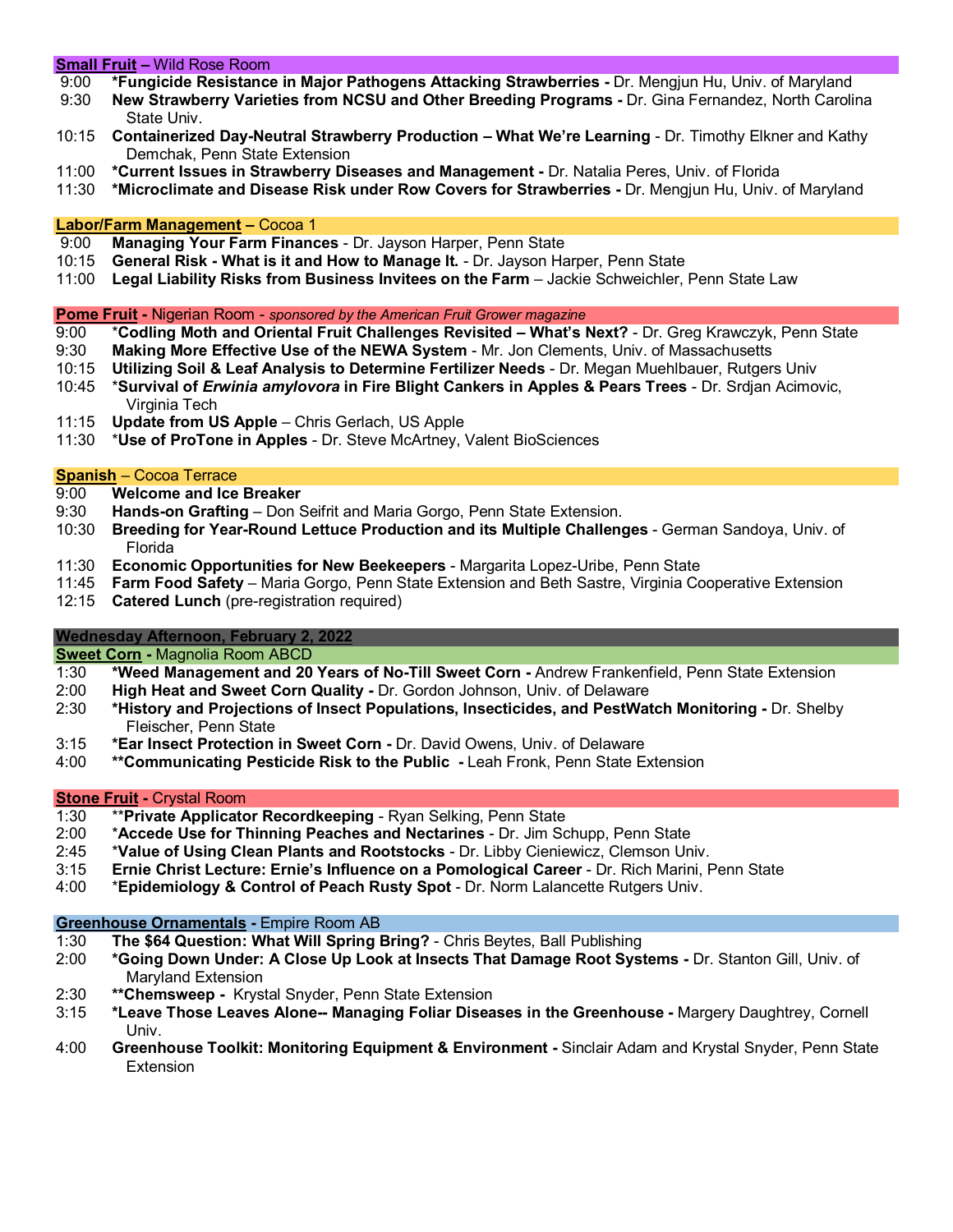### **Small Fruit** – Wild Rose Room

9:00 ***Fungicide Resistance in Major Pathogens Attacking Strawberries -** Dr. Mengjun Hu, Univ. of Maryland

9:30 **New Strawberry Varieties from NCSU and Other Breeding Programs -** Dr. Gina Fernandez, North Carolina State Univ.

10:15 **Containerized Day-Neutral Strawberry Production – What We're Learning** - Dr. Timothy Elkner and Kathy Demchak, Penn State Extension

11:00 ***Current Issues in Strawberry Diseases and Management -** Dr. Natalia Peres, Univ. of Florida

11:30 ***Microclimate and Disease Risk under Row Covers for Strawberries -** Dr. Mengjun Hu, Univ. of Maryland

### **Labor/Farm Management** – Cocoa 1

9:00 **Managing Your Farm Finances** - Dr. Jayson Harper, Penn State

10:15 **General Risk - What is it and How to Manage It.** - Dr. Jayson Harper, Penn State

11:00 **Legal Liability Risks from Business Invitees on the Farm** – Jackie Schweichler, Penn State Law

### **Pome Fruit** - Nigerian Room - *sponsored by the American Fruit Grower magazine*

9:00 ***Codling Moth and Oriental Fruit Challenges Revisited – What's Next?** - Dr. Greg Krawczyk, Penn State

9:30 **Making More Effective Use of the NEWA System** - Mr. Jon Clements, Univ. of Massachusetts

10:15 **Utilizing Soil & Leaf Analysis to Determine Fertilizer Needs** - Dr. Megan Muehlbauer, Rutgers Univ

10:45 ***Survival of *Erwinia amylovora* in Fire Blight Cankers in Apples & Pears Trees** - Dr. Srdjan Acimovic, Virginia Tech

11:15 **Update from US Apple** – Chris Gerlach, US Apple

11:30 ***Use of ProTone in Apples** - Dr. Steve McArtney, Valent BioSciences

### **Spanish** – Cocoa Terrace

9:00 **Welcome and Ice Breaker**

9:30 **Hands-on Grafting** – Don Seifrit and Maria Gorgo, Penn State Extension.

10:30 **Breeding for Year-Round Lettuce Production and its Multiple Challenges** - German Sandoya, Univ. of Florida

11:30 **Economic Opportunities for New Beekeepers** - Margarita Lopez-Uribe, Penn State

11:45 **Farm Food Safety** – Maria Gorgo, Penn State Extension and Beth Sastre, Virginia Cooperative Extension

12:15 **Catered Lunch** (pre-registration required)

## **Wednesday Afternoon, February 2, 2022**

### **Sweet Corn** - Magnolia Room ABCD

1:30 ***Weed Management and 20 Years of No-Till Sweet Corn -** Andrew Frankenfield, Penn State Extension

2:00 **High Heat and Sweet Corn Quality -** Dr. Gordon Johnson, Univ. of Delaware

2:30 ***History and Projections of Insect Populations, Insecticides, and PestWatch Monitoring -** Dr. Shelby Fleischer, Penn State

3:15 ***Ear Insect Protection in Sweet Corn -** Dr. David Owens, Univ. of Delaware

4:00 ****Communicating Pesticide Risk to the Public -** Leah Fronk, Penn State Extension

### **Stone Fruit** - Crystal Room

1:30 ****Private Applicator Recordkeeping** - Ryan Selking, Penn State

2:00 ***Accede Use for Thinning Peaches and Nectarines** - Dr. Jim Schupp, Penn State

2:45 ***Value of Using Clean Plants and Rootstocks** - Dr. Libby Cieniewicz, Clemson Univ.

3:15 **Ernie Christ Lecture: Ernie's Influence on a Pomological Career** - Dr. Rich Marini, Penn State

4:00 ***Epidemiology & Control of Peach Rusty Spot** - Dr. Norm Lalancette Rutgers Univ.

### **Greenhouse Ornamentals** - Empire Room AB

1:30 **The $64 Question: What Will Spring Bring?** - Chris Beytes, Ball Publishing

2:00 ***Going Down Under: A Close Up Look at Insects That Damage Root Systems -** Dr. Stanton Gill, Univ. of Maryland Extension

2:30 ****Chemsweep -** Krystal Snyder, Penn State Extension

3:15 ***Leave Those Leaves Alone-- Managing Foliar Diseases in the Greenhouse -** Margery Daughtrey, Cornell Univ.

4:00 **Greenhouse Toolkit: Monitoring Equipment & Environment -** Sinclair Adam and Krystal Snyder, Penn State Extension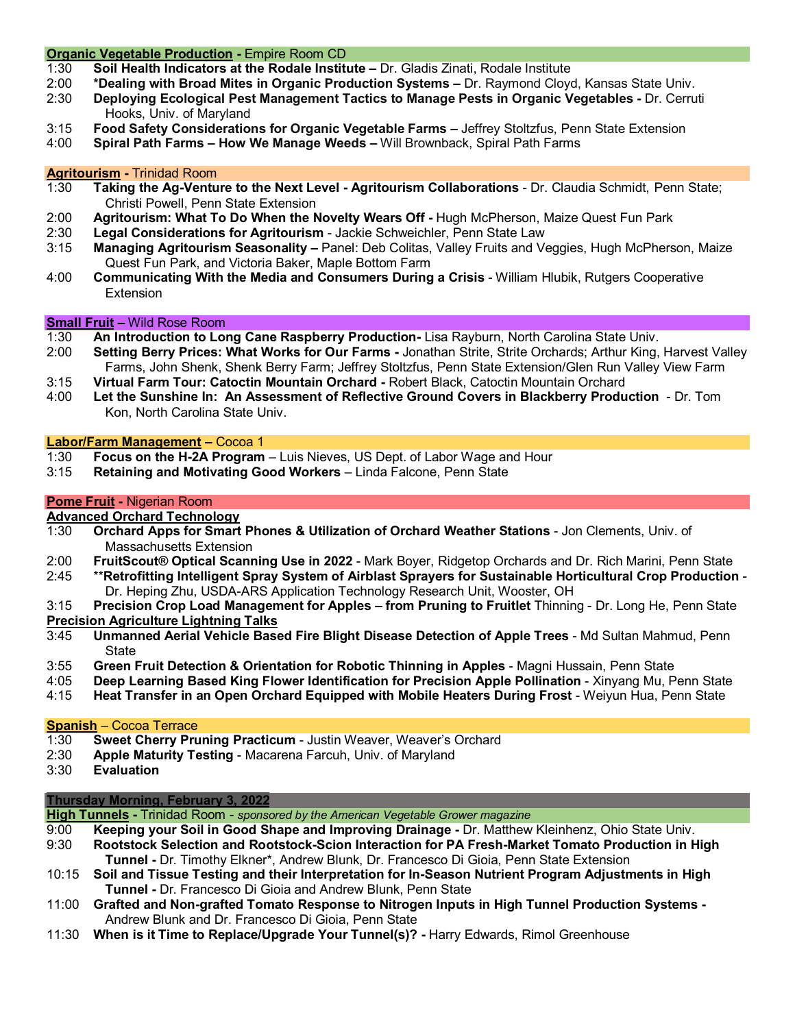**Organic Vegetable Production** - Empire Room CD

1:30 **Soil Health Indicators at the Rodale Institute –** Dr. Gladis Zinati, Rodale Institute
2:00 ***Dealing with Broad Mites in Organic Production Systems –** Dr. Raymond Cloyd, Kansas State Univ.
2:30 **Deploying Ecological Pest Management Tactics to Manage Pests in Organic Vegetables -** Dr. Cerruti Hooks, Univ. of Maryland
3:15 **Food Safety Considerations for Organic Vegetable Farms –** Jeffrey Stoltzfus, Penn State Extension
4:00 **Spiral Path Farms – How We Manage Weeds –** Will Brownback, Spiral Path Farms

**Agritourism** - Trinidad Room

1:30 **Taking the Ag-Venture to the Next Level - Agritourism Collaborations** - Dr. Claudia Schmidt, Penn State; Christi Powell, Penn State Extension
2:00 **Agritourism: What To Do When the Novelty Wears Off -** Hugh McPherson, Maize Quest Fun Park
2:30 **Legal Considerations for Agritourism** - Jackie Schweichler, Penn State Law
3:15 **Managing Agritourism Seasonality –** Panel: Deb Colitas, Valley Fruits and Veggies, Hugh McPherson, Maize Quest Fun Park, and Victoria Baker, Maple Bottom Farm
4:00 **Communicating With the Media and Consumers During a Crisis** - William Hlubik, Rutgers Cooperative Extension

**Small Fruit** – Wild Rose Room

1:30 **An Introduction to Long Cane Raspberry Production-** Lisa Rayburn, North Carolina State Univ.
2:00 **Setting Berry Prices: What Works for Our Farms -** Jonathan Strite, Strite Orchards; Arthur King, Harvest Valley Farms, John Shenk, Shenk Berry Farm; Jeffrey Stoltzfus, Penn State Extension/Glen Run Valley View Farm
3:15 **Virtual Farm Tour: Catoctin Mountain Orchard -** Robert Black, Catoctin Mountain Orchard
4:00 **Let the Sunshine In: An Assessment of Reflective Ground Covers in Blackberry Production** - Dr. Tom Kon, North Carolina State Univ.

**Labor/Farm Management** – Cocoa 1

1:30 **Focus on the H-2A Program** – Luis Nieves, US Dept. of Labor Wage and Hour
3:15 **Retaining and Motivating Good Workers** – Linda Falcone, Penn State

**Pome Fruit** - Nigerian Room

**Advanced Orchard Technology**

1:30 **Orchard Apps for Smart Phones & Utilization of Orchard Weather Stations** - Jon Clements, Univ. of Massachusetts Extension
2:00 **FruitScout® Optical Scanning Use in 2022** - Mark Boyer, Ridgetop Orchards and Dr. Rich Marini, Penn State
2:45 ****Retrofitting Intelligent Spray System of Airblast Sprayers for Sustainable Horticultural Crop Production** - Dr. Heping Zhu, USDA-ARS Application Technology Research Unit, Wooster, OH
3:15 **Precision Crop Load Management for Apples – from Pruning to Fruitlet** Thinning - Dr. Long He, Penn State

**Precision Agriculture Lightning Talks**

3:45 **Unmanned Aerial Vehicle Based Fire Blight Disease Detection of Apple Trees** - Md Sultan Mahmud, Penn State
3:55 **Green Fruit Detection & Orientation for Robotic Thinning in Apples** - Magni Hussain, Penn State
4:05 **Deep Learning Based King Flower Identification for Precision Apple Pollination** - Xinyang Mu, Penn State
4:15 **Heat Transfer in an Open Orchard Equipped with Mobile Heaters During Frost** - Weiyun Hua, Penn State

**Spanish** – Cocoa Terrace

1:30 **Sweet Cherry Pruning Practicum** - Justin Weaver, Weaver's Orchard
2:30 **Apple Maturity Testing** - Macarena Farcuh, Univ. of Maryland
3:30 **Evaluation**

## Thursday Morning, February 3, 2022

**High Tunnels** - Trinidad Room - *sponsored by the American Vegetable Grower magazine*

9:00 **Keeping your Soil in Good Shape and Improving Drainage -** Dr. Matthew Kleinhenz, Ohio State Univ.
9:30 **Rootstock Selection and Rootstock-Scion Interaction for PA Fresh-Market Tomato Production in High Tunnel -** Dr. Timothy Elkner*, Andrew Blunk, Dr. Francesco Di Gioia, Penn State Extension
10:15 **Soil and Tissue Testing and their Interpretation for In-Season Nutrient Program Adjustments in High Tunnel -** Dr. Francesco Di Gioia and Andrew Blunk, Penn State
11:00 **Grafted and Non-grafted Tomato Response to Nitrogen Inputs in High Tunnel Production Systems -** Andrew Blunk and Dr. Francesco Di Gioia, Penn State
11:30 **When is it Time to Replace/Upgrade Your Tunnel(s)? -** Harry Edwards, Rimol Greenhouse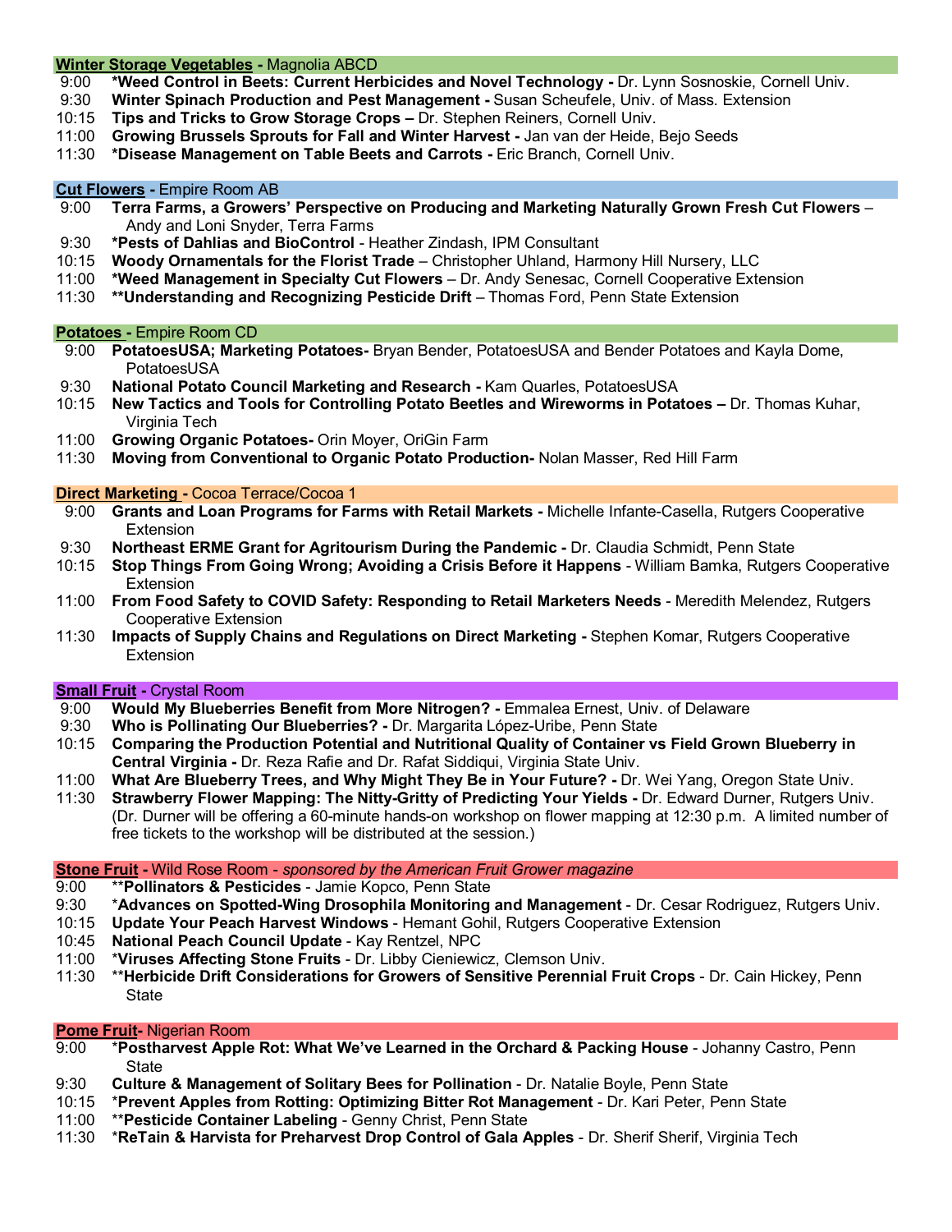**Winter Storage Vegetables** - Magnolia ABCD

- 9:00 **\*Weed Control in Beets: Current Herbicides and Novel Technology -** Dr. Lynn Sosnoskie, Cornell Univ.
- 9:30 **Winter Spinach Production and Pest Management -** Susan Scheufele, Univ. of Mass. Extension
- 10:15 **Tips and Tricks to Grow Storage Crops –** Dr. Stephen Reiners, Cornell Univ.
- 11:00 **Growing Brussels Sprouts for Fall and Winter Harvest -** Jan van der Heide, Bejo Seeds
- 11:30 **\*Disease Management on Table Beets and Carrots -** Eric Branch, Cornell Univ.

**Cut Flowers** - Empire Room AB

- 9:00 **Terra Farms, a Growers' Perspective on Producing and Marketing Naturally Grown Fresh Cut Flowers** – Andy and Loni Snyder, Terra Farms
- 9:30 **\*Pests of Dahlias and BioControl** - Heather Zindash, IPM Consultant
- 10:15 **Woody Ornamentals for the Florist Trade** – Christopher Uhland, Harmony Hill Nursery, LLC
- 11:00 **\*Weed Management in Specialty Cut Flowers** – Dr. Andy Senesac, Cornell Cooperative Extension
- 11:30 **\*\*Understanding and Recognizing Pesticide Drift** – Thomas Ford, Penn State Extension

**Potatoes** - Empire Room CD

- 9:00 **PotatoesUSA; Marketing Potatoes-** Bryan Bender, PotatoesUSA and Bender Potatoes and Kayla Dome, PotatoesUSA
- 9:30 **National Potato Council Marketing and Research -** Kam Quarles, PotatoesUSA
- 10:15 **New Tactics and Tools for Controlling Potato Beetles and Wireworms in Potatoes –** Dr. Thomas Kuhar, Virginia Tech
- 11:00 **Growing Organic Potatoes-** Orin Moyer, OriGin Farm
- 11:30 **Moving from Conventional to Organic Potato Production-** Nolan Masser, Red Hill Farm

**Direct Marketing** - Cocoa Terrace/Cocoa 1

- 9:00 **Grants and Loan Programs for Farms with Retail Markets -** Michelle Infante-Casella, Rutgers Cooperative Extension
- 9:30 **Northeast ERME Grant for Agritourism During the Pandemic -** Dr. Claudia Schmidt, Penn State
- 10:15 **Stop Things From Going Wrong; Avoiding a Crisis Before it Happens** - William Bamka, Rutgers Cooperative Extension
- 11:00 **From Food Safety to COVID Safety: Responding to Retail Marketers Needs** - Meredith Melendez, Rutgers Cooperative Extension
- 11:30 **Impacts of Supply Chains and Regulations on Direct Marketing -** Stephen Komar, Rutgers Cooperative Extension

**Small Fruit** - Crystal Room

- 9:00 **Would My Blueberries Benefit from More Nitrogen? -** Emmalea Ernest, Univ. of Delaware
- 9:30 **Who is Pollinating Our Blueberries? -** Dr. Margarita López-Uribe, Penn State
- 10:15 **Comparing the Production Potential and Nutritional Quality of Container vs Field Grown Blueberry in Central Virginia -** Dr. Reza Rafie and Dr. Rafat Siddiqui, Virginia State Univ.
- 11:00 **What Are Blueberry Trees, and Why Might They Be in Your Future? -** Dr. Wei Yang, Oregon State Univ.
- 11:30 **Strawberry Flower Mapping: The Nitty-Gritty of Predicting Your Yields -** Dr. Edward Durner, Rutgers Univ. (Dr. Durner will be offering a 60-minute hands-on workshop on flower mapping at 12:30 p.m. A limited number of free tickets to the workshop will be distributed at the session.)

**Stone Fruit** - Wild Rose Room - *sponsored by the American Fruit Grower magazine*

- 9:00 \*\***Pollinators & Pesticides** - Jamie Kopco, Penn State
- 9:30 \***Advances on Spotted-Wing Drosophila Monitoring and Management** - Dr. Cesar Rodriguez, Rutgers Univ.
- 10:15 **Update Your Peach Harvest Windows** - Hemant Gohil, Rutgers Cooperative Extension
- 10:45 **National Peach Council Update** - Kay Rentzel, NPC
- 11:00 \***Viruses Affecting Stone Fruits** - Dr. Libby Cieniewicz, Clemson Univ.
- 11:30 \*\***Herbicide Drift Considerations for Growers of Sensitive Perennial Fruit Crops** - Dr. Cain Hickey, Penn State

**Pome Fruit**- Nigerian Room

- 9:00 \***Postharvest Apple Rot: What We've Learned in the Orchard & Packing House** - Johanny Castro, Penn State
- 9:30 **Culture & Management of Solitary Bees for Pollination** - Dr. Natalie Boyle, Penn State
- 10:15 \***Prevent Apples from Rotting: Optimizing Bitter Rot Management** - Dr. Kari Peter, Penn State
- 11:00 \*\***Pesticide Container Labeling** - Genny Christ, Penn State
- 11:30 \***ReTain & Harvista for Preharvest Drop Control of Gala Apples** - Dr. Sherif Sherif, Virginia Tech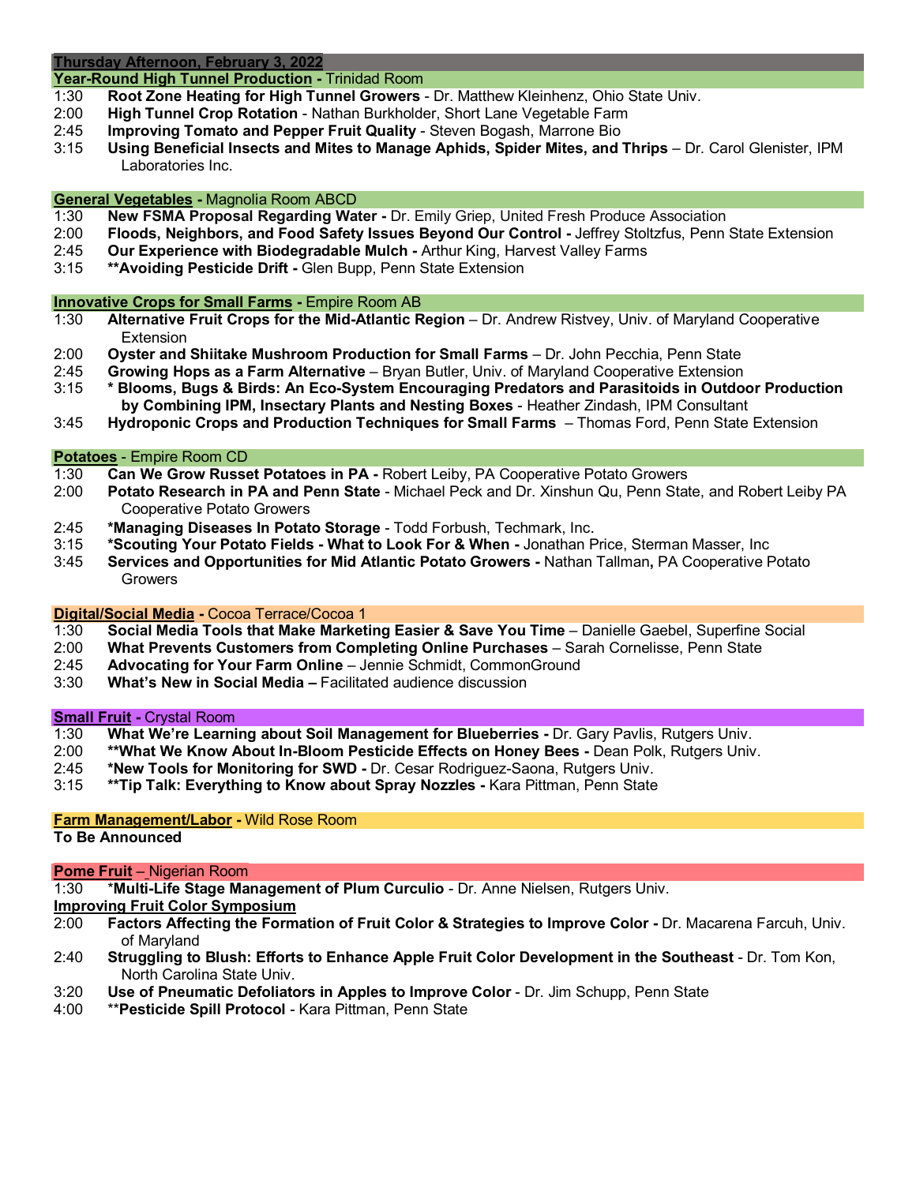## Thursday Afternoon, February 3, 2022

### Year-Round High Tunnel Production - Trinidad Room

1:30 **Root Zone Heating for High Tunnel Growers** - Dr. Matthew Kleinhenz, Ohio State Univ.
2:00 **High Tunnel Crop Rotation** - Nathan Burkholder, Short Lane Vegetable Farm
2:45 **Improving Tomato and Pepper Fruit Quality** - Steven Bogash, Marrone Bio
3:15 **Using Beneficial Insects and Mites to Manage Aphids, Spider Mites, and Thrips** – Dr. Carol Glenister, IPM Laboratories Inc.

### General Vegetables - Magnolia Room ABCD

1:30 **New FSMA Proposal Regarding Water -** Dr. Emily Griep, United Fresh Produce Association
2:00 **Floods, Neighbors, and Food Safety Issues Beyond Our Control -** Jeffrey Stoltzfus, Penn State Extension
2:45 **Our Experience with Biodegradable Mulch -** Arthur King, Harvest Valley Farms
3:15 **\*\*Avoiding Pesticide Drift -** Glen Bupp, Penn State Extension

### Innovative Crops for Small Farms - Empire Room AB

1:30 **Alternative Fruit Crops for the Mid-Atlantic Region** – Dr. Andrew Ristvey, Univ. of Maryland Cooperative Extension
2:00 **Oyster and Shiitake Mushroom Production for Small Farms** – Dr. John Pecchia, Penn State
2:45 **Growing Hops as a Farm Alternative** – Bryan Butler, Univ. of Maryland Cooperative Extension
3:15 **\* Blooms, Bugs & Birds: An Eco-System Encouraging Predators and Parasitoids in Outdoor Production by Combining IPM, Insectary Plants and Nesting Boxes** - Heather Zindash, IPM Consultant
3:45 **Hydroponic Crops and Production Techniques for Small Farms** – Thomas Ford, Penn State Extension

### Potatoes - Empire Room CD

1:30 **Can We Grow Russet Potatoes in PA -** Robert Leiby, PA Cooperative Potato Growers
2:00 **Potato Research in PA and Penn State** - Michael Peck and Dr. Xinshun Qu, Penn State, and Robert Leiby PA Cooperative Potato Growers
2:45 **\*Managing Diseases In Potato Storage** - Todd Forbush, Techmark, Inc.
3:15 **\*Scouting Your Potato Fields - What to Look For & When -** Jonathan Price, Sterman Masser, Inc
3:45 **Services and Opportunities for Mid Atlantic Potato Growers -** Nathan Tallman**,** PA Cooperative Potato Growers

### Digital/Social Media - Cocoa Terrace/Cocoa 1

1:30 **Social Media Tools that Make Marketing Easier & Save You Time** – Danielle Gaebel, Superfine Social
2:00 **What Prevents Customers from Completing Online Purchases** – Sarah Cornelisse, Penn State
2:45 **Advocating for Your Farm Online** – Jennie Schmidt, CommonGround
3:30 **What's New in Social Media –** Facilitated audience discussion

### Small Fruit - Crystal Room

1:30 **What We're Learning about Soil Management for Blueberries -** Dr. Gary Pavlis, Rutgers Univ.
2:00 **\*\*What We Know About In-Bloom Pesticide Effects on Honey Bees -** Dean Polk, Rutgers Univ.
2:45 **\*New Tools for Monitoring for SWD -** Dr. Cesar Rodriguez-Saona, Rutgers Univ.
3:15 **\*\*Tip Talk: Everything to Know about Spray Nozzles -** Kara Pittman, Penn State

### Farm Management/Labor - Wild Rose Room

**To Be Announced**

### Pome Fruit – Nigerian Room

1:30 \***Multi-Life Stage Management of Plum Curculio** - Dr. Anne Nielsen, Rutgers Univ.

**Improving Fruit Color Symposium**

2:00 **Factors Affecting the Formation of Fruit Color & Strategies to Improve Color -** Dr. Macarena Farcuh, Univ. of Maryland
2:40 **Struggling to Blush: Efforts to Enhance Apple Fruit Color Development in the Southeast** - Dr. Tom Kon, North Carolina State Univ.
3:20 **Use of Pneumatic Defoliators in Apples to Improve Color** - Dr. Jim Schupp, Penn State
4:00 \*\***Pesticide Spill Protocol** - Kara Pittman, Penn State